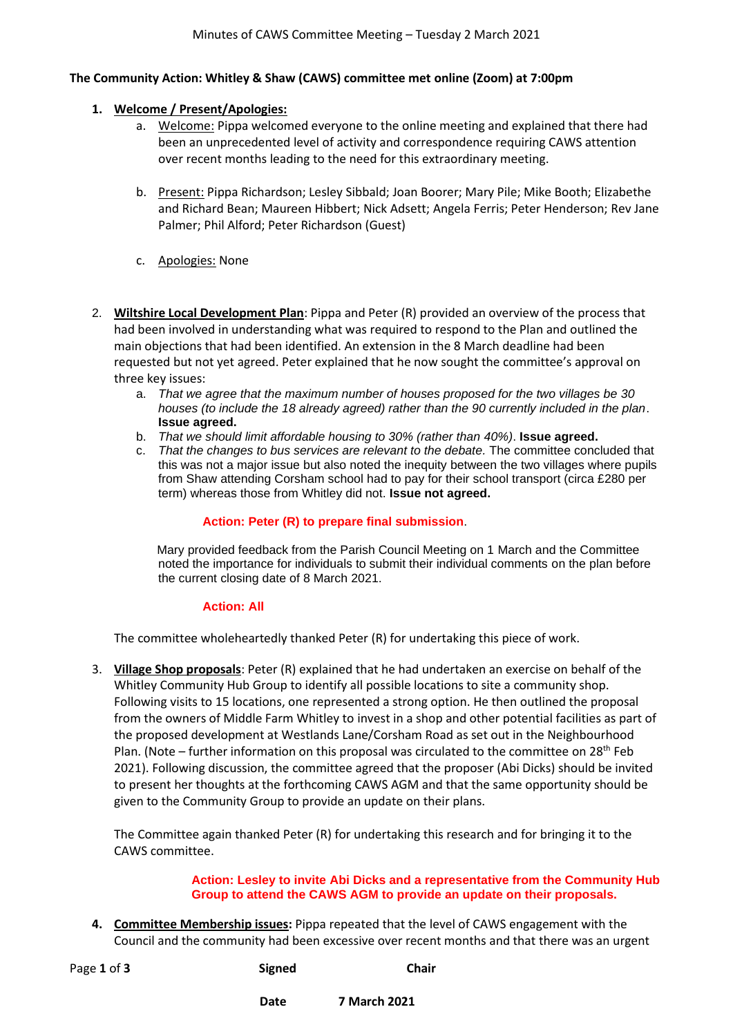# Minutes of CAWS Committee Meeting – Tuesday 2 March 2021

**The Community Action: Whitley & Shaw (CAWS) committee met online (Zoom) at 7:00pm**

1. **Welcome / Present/Apologies:**
    a. Welcome: Pippa welcomed everyone to the online meeting and explained that there had been an unprecedented level of activity and correspondence requiring CAWS attention over recent months leading to the need for this extraordinary meeting.

    b. Present: Pippa Richardson; Lesley Sibbald; Joan Boorer; Mary Pile; Mike Booth; Elizabethe and Richard Bean; Maureen Hibbert; Nick Adsett; Angela Ferris; Peter Henderson; Rev Jane Palmer; Phil Alford; Peter Richardson (Guest)

    c. Apologies: None

2. **Wiltshire Local Development Plan**: Pippa and Peter (R) provided an overview of the process that had been involved in understanding what was required to respond to the Plan and outlined the main objections that had been identified. An extension in the 8 March deadline had been requested but not yet agreed. Peter explained that he now sought the committee's approval on three key issues:
    a. *That we agree that the maximum number of houses proposed for the two villages be 30 houses (to include the 18 already agreed) rather than the 90 currently included in the plan*. **Issue agreed.**
    b. *That we should limit affordable housing to 30% (rather than 40%)*. **Issue agreed.**
    c. *That the changes to bus services are relevant to the debate.* The committee concluded that this was not a major issue but also noted the inequity between the two villages where pupils from Shaw attending Corsham school had to pay for their school transport (circa £280 per term) whereas those from Whitley did not. **Issue not agreed.**

    **Action: Peter (R) to prepare final submission**.

    Mary provided feedback from the Parish Council Meeting on 1 March and the Committee noted the importance for individuals to submit their individual comments on the plan before the current closing date of 8 March 2021.

    **Action: All**

    The committee wholeheartedly thanked Peter (R) for undertaking this piece of work.

3. **Village Shop proposals**: Peter (R) explained that he had undertaken an exercise on behalf of the Whitley Community Hub Group to identify all possible locations to site a community shop. Following visits to 15 locations, one represented a strong option. He then outlined the proposal from the owners of Middle Farm Whitley to invest in a shop and other potential facilities as part of the proposed development at Westlands Lane/Corsham Road as set out in the Neighbourhood Plan. (Note – further information on this proposal was circulated to the committee on 28th Feb 2021). Following discussion, the committee agreed that the proposer (Abi Dicks) should be invited to present her thoughts at the forthcoming CAWS AGM and that the same opportunity should be given to the Community Group to provide an update on their plans.

    The Committee again thanked Peter (R) for undertaking this research and for bringing it to the CAWS committee.

    **Action: Lesley to invite Abi Dicks and a representative from the Community Hub Group to attend the CAWS AGM to provide an update on their proposals.**

4. **Committee Membership issues:** Pippa repeated that the level of CAWS engagement with the Council and the community had been excessive over recent months and that there was an urgent

Signed Chair

Date 7 March 2021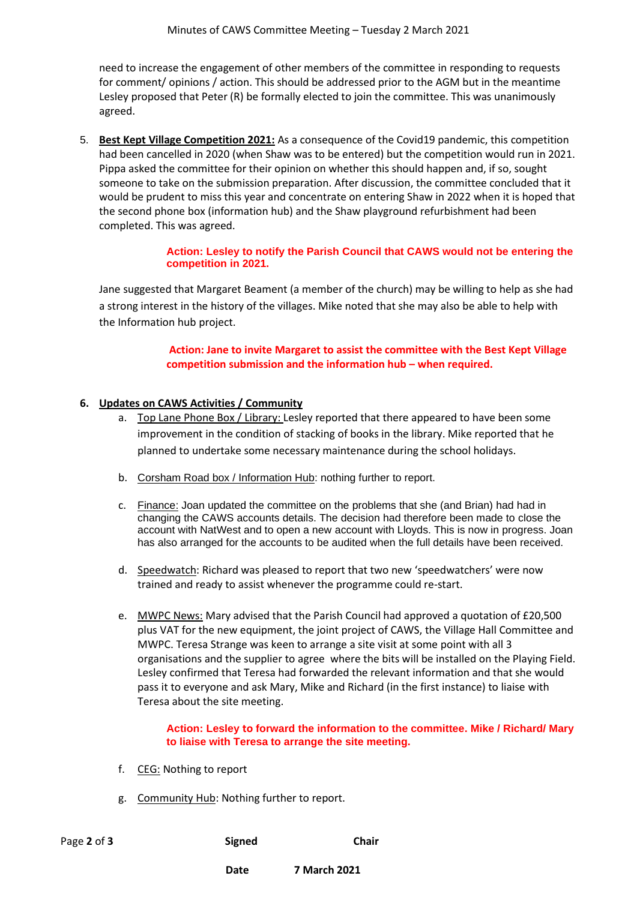need to increase the engagement of other members of the committee in responding to requests for comment/ opinions / action. This should be addressed prior to the AGM but in the meantime Lesley proposed that Peter (R) be formally elected to join the committee. This was unanimously agreed.

5. **Best Kept Village Competition 2021:** As a consequence of the Covid19 pandemic, this competition had been cancelled in 2020 (when Shaw was to be entered) but the competition would run in 2021. Pippa asked the committee for their opinion on whether this should happen and, if so, sought someone to take on the submission preparation. After discussion, the committee concluded that it would be prudent to miss this year and concentrate on entering Shaw in 2022 when it is hoped that the second phone box (information hub) and the Shaw playground refurbishment had been completed. This was agreed.

   **Action: Lesley to notify the Parish Council that CAWS would not be entering the competition in 2021.**

   Jane suggested that Margaret Beament (a member of the church) may be willing to help as she had a strong interest in the history of the villages. Mike noted that she may also be able to help with the Information hub project.

   **Action: Jane to invite Margaret to assist the committee with the Best Kept Village competition submission and the information hub – when required.**

6. **Updates on CAWS Activities / Community**
   a. Top Lane Phone Box / Library: Lesley reported that there appeared to have been some improvement in the condition of stacking of books in the library. Mike reported that he planned to undertake some necessary maintenance during the school holidays.

   b. Corsham Road box / Information Hub: nothing further to report.

   c. Finance: Joan updated the committee on the problems that she (and Brian) had had in changing the CAWS accounts details. The decision had therefore been made to close the account with NatWest and to open a new account with Lloyds. This is now in progress. Joan has also arranged for the accounts to be audited when the full details have been received.

   d. Speedwatch: Richard was pleased to report that two new 'speedwatchers' were now trained and ready to assist whenever the programme could re-start.

   e. MWPC News: Mary advised that the Parish Council had approved a quotation of £20,500 plus VAT for the new equipment, the joint project of CAWS, the Village Hall Committee and MWPC. Teresa Strange was keen to arrange a site visit at some point with all 3 organisations and the supplier to agree where the bits will be installed on the Playing Field. Lesley confirmed that Teresa had forwarded the relevant information and that she would pass it to everyone and ask Mary, Mike and Richard (in the first instance) to liaise with Teresa about the site meeting.

      **Action: Lesley to forward the information to the committee. Mike / Richard/ Mary to liaise with Teresa to arrange the site meeting.**

   f. CEG: Nothing to report

   g. Community Hub: Nothing further to report.

**Signed** **Chair**

**Date** **7 March 2021**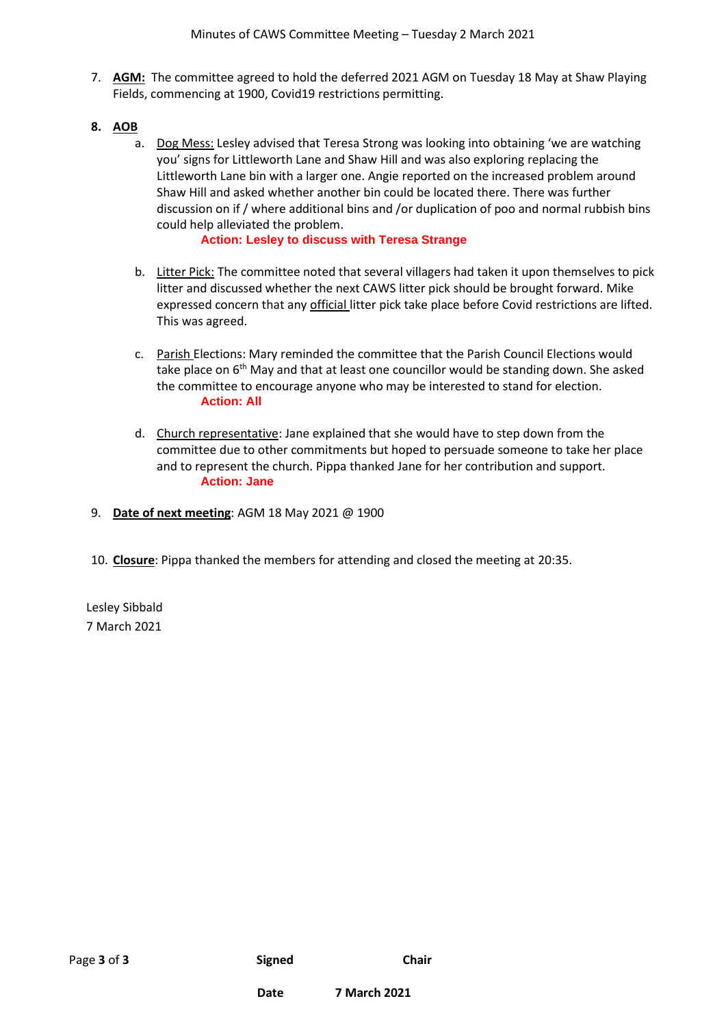7. **AGM:** The committee agreed to hold the deferred 2021 AGM on Tuesday 18 May at Shaw Playing Fields, commencing at 1900, Covid19 restrictions permitting.

8. **AOB**

   a. Dog Mess: Lesley advised that Teresa Strong was looking into obtaining 'we are watching you' signs for Littleworth Lane and Shaw Hill and was also exploring replacing the Littleworth Lane bin with a larger one. Angie reported on the increased problem around Shaw Hill and asked whether another bin could be located there. There was further discussion on if / where additional bins and /or duplication of poo and normal rubbish bins could help alleviated the problem.

      **Action: Lesley to discuss with Teresa Strange**

   b. Litter Pick: The committee noted that several villagers had taken it upon themselves to pick litter and discussed whether the next CAWS litter pick should be brought forward. Mike expressed concern that any official litter pick take place before Covid restrictions are lifted. This was agreed.

   c. Parish Elections: Mary reminded the committee that the Parish Council Elections would take place on 6th May and that at least one councillor would be standing down. She asked the committee to encourage anyone who may be interested to stand for election.

      **Action: All**

   d. Church representative: Jane explained that she would have to step down from the committee due to other commitments but hoped to persuade someone to take her place and to represent the church. Pippa thanked Jane for her contribution and support.

      **Action: Jane**

9. **Date of next meeting**: AGM 18 May 2021 @ 1900

10. **Closure**: Pippa thanked the members for attending and closed the meeting at 20:35.

Lesley Sibbald
7 March 2021

**Signed** **Chair**

**Date** **7 March 2021**